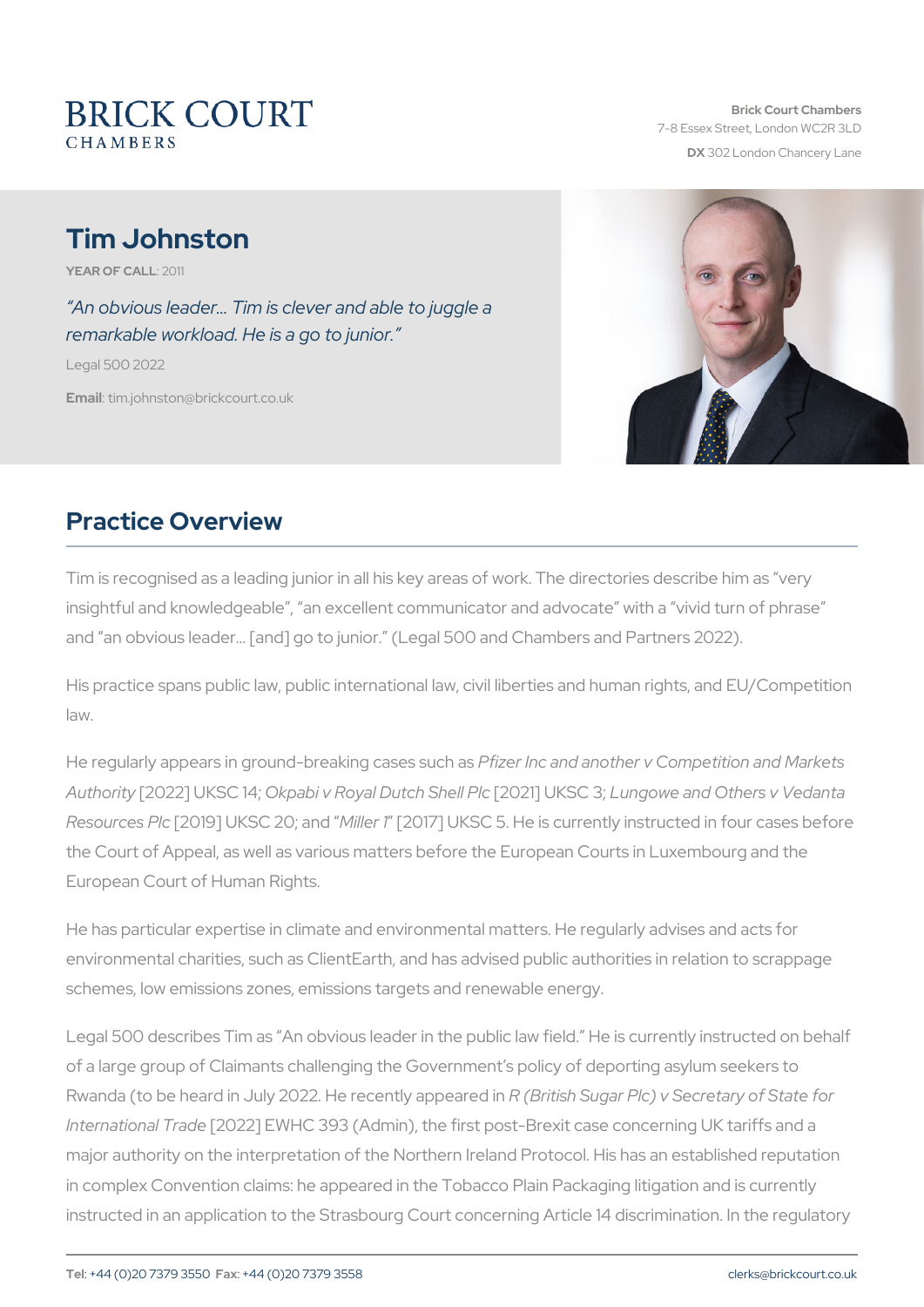# BRICK COURT CHAMBERS

**Brick Court Chambers**
7-8 Essex Street, London WC2R 3LD
**DX** 302 London Chancery Lane

# Tim Johnston

**YEAR OF CALL**: 2011

*"An obvious leader… Tim is clever and able to juggle a remarkable workload. He is a go to junior."*

Legal 500 2022

**Email**: tim.johnston@brickcourt.co.uk

## Practice Overview

Tim is recognised as a leading junior in all his key areas of work. The directories describe him as "very insightful and knowledgeable", "an excellent communicator and advocate" with a "vivid turn of phrase" and "an obvious leader… [and] go to junior." (Legal 500 and Chambers and Partners 2022).

His practice spans public law, public international law, civil liberties and human rights, and EU/Competition law.

He regularly appears in ground-breaking cases such as *Pfizer Inc and another v Competition and Markets Authority* [2022] UKSC 14; *Okpabi v Royal Dutch Shell Plc* [2021] UKSC 3; *Lungowe and Others v Vedanta Resources Plc* [2019] UKSC 20; and "*Miller 1*" [2017] UKSC 5. He is currently instructed in four cases before the Court of Appeal, as well as various matters before the European Courts in Luxembourg and the European Court of Human Rights.

He has particular expertise in climate and environmental matters. He regularly advises and acts for environmental charities, such as ClientEarth, and has advised public authorities in relation to scrappage schemes, low emissions zones, emissions targets and renewable energy.

Legal 500 describes Tim as "An obvious leader in the public law field." He is currently instructed on behalf of a large group of Claimants challenging the Government's policy of deporting asylum seekers to Rwanda (to be heard in July 2022. He recently appeared in *R (British Sugar Plc) v Secretary of State for International Trade* [2022] EWHC 393 (Admin), the first post-Brexit case concerning UK tariffs and a major authority on the interpretation of the Northern Ireland Protocol. His has an established reputation in complex Convention claims: he appeared in the Tobacco Plain Packaging litigation and is currently instructed in an application to the Strasbourg Court concerning Article 14 discrimination. In the regulatory

**Tel**: +44 (0)20 7379 3550 **Fax**: +44 (0)20 7379 3558 clerks@brickcourt.co.uk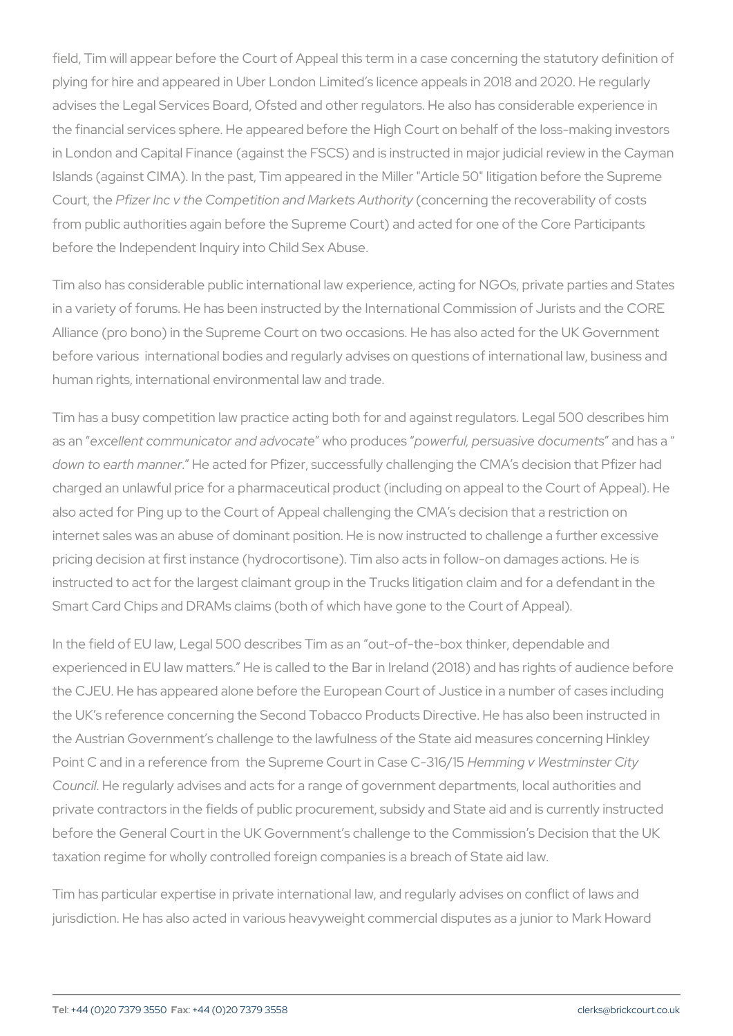field, Tim will appear before the Court of Appeal this term in a case concerning the statutory definition of plying for hire and appeared in Uber London Limited's licence appeals in 2018 and 2020. He regularly advises the Legal Services Board, Ofsted and other regulators. He also has considerable experience in the financial services sphere. He appeared before the High Court on behalf of the loss-making investors in London and Capital Finance (against the FSCS) and is instructed in major judicial review in the Cayman Islands (against CIMA). In the past, Tim appeared in the Miller "Article 50" litigation before the Supreme Court, the *Pfizer Inc v the Competition and Markets Authority* (concerning the recoverability of costs from public authorities again before the Supreme Court) and acted for one of the Core Participants before the Independent Inquiry into Child Sex Abuse.

Tim also has considerable public international law experience, acting for NGOs, private parties and States in a variety of forums. He has been instructed by the International Commission of Jurists and the CORE Alliance (pro bono) in the Supreme Court on two occasions. He has also acted for the UK Government before various international bodies and regularly advises on questions of international law, business and human rights, international environmental law and trade.

Tim has a busy competition law practice acting both for and against regulators. Legal 500 describes him as an "*excellent communicator and advocate*" who produces "*powerful, persuasive documents*" and has a "*down to earth manner*." He acted for Pfizer, successfully challenging the CMA's decision that Pfizer had charged an unlawful price for a pharmaceutical product (including on appeal to the Court of Appeal). He also acted for Ping up to the Court of Appeal challenging the CMA's decision that a restriction on internet sales was an abuse of dominant position. He is now instructed to challenge a further excessive pricing decision at first instance (hydrocortisone). Tim also acts in follow-on damages actions. He is instructed to act for the largest claimant group in the Trucks litigation claim and for a defendant in the Smart Card Chips and DRAMs claims (both of which have gone to the Court of Appeal).

In the field of EU law, Legal 500 describes Tim as an "out-of-the-box thinker, dependable and experienced in EU law matters." He is called to the Bar in Ireland (2018) and has rights of audience before the CJEU. He has appeared alone before the European Court of Justice in a number of cases including the UK's reference concerning the Second Tobacco Products Directive. He has also been instructed in the Austrian Government's challenge to the lawfulness of the State aid measures concerning Hinkley Point C and in a reference from the Supreme Court in Case C-316/15 *Hemming v Westminster City Council*. He regularly advises and acts for a range of government departments, local authorities and private contractors in the fields of public procurement, subsidy and State aid and is currently instructed before the General Court in the UK Government's challenge to the Commission's Decision that the UK taxation regime for wholly controlled foreign companies is a breach of State aid law.

Tim has particular expertise in private international law, and regularly advises on conflict of laws and jurisdiction. He has also acted in various heavyweight commercial disputes as a junior to Mark Howard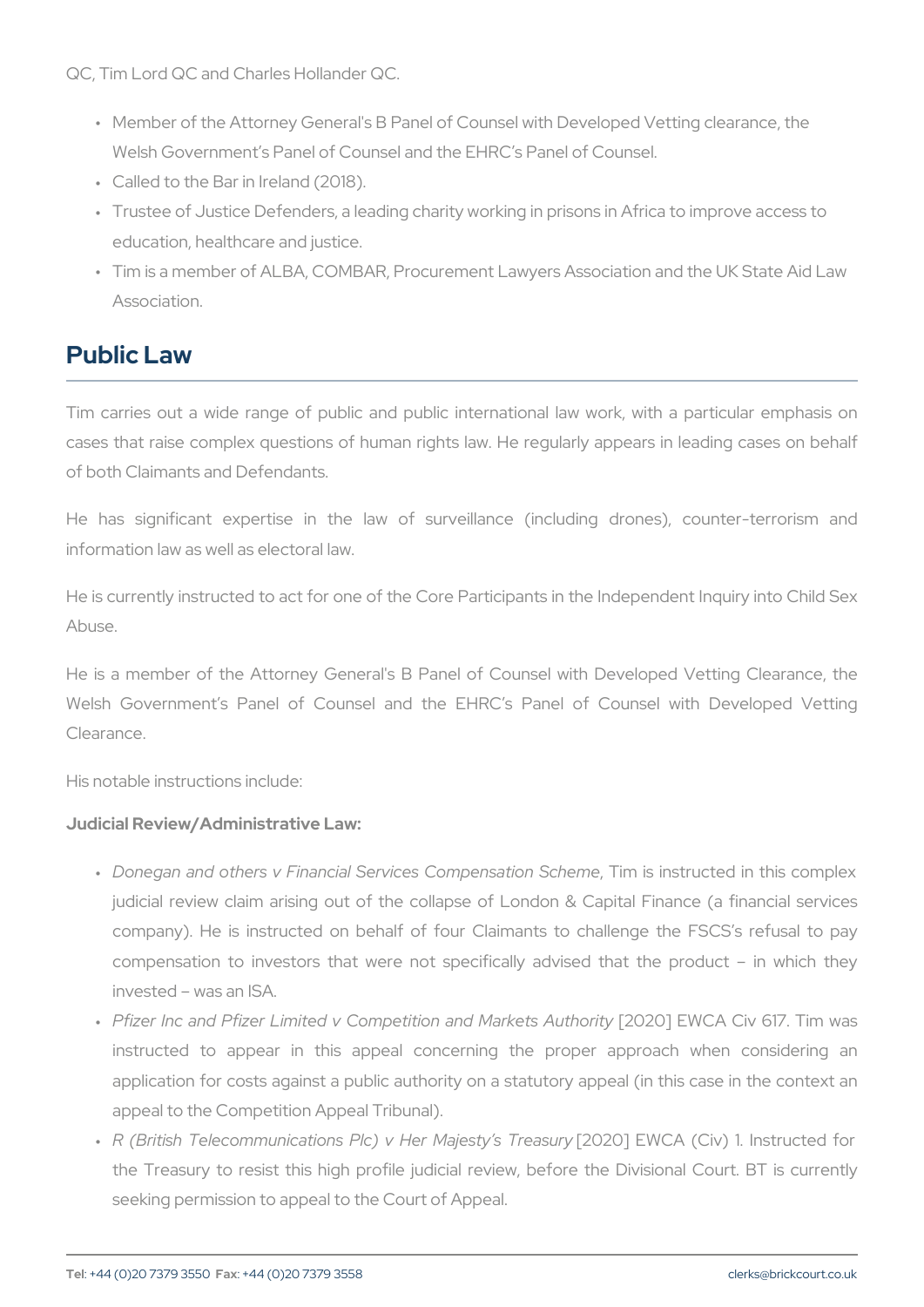QC, Tim Lord QC and Charles Hollander QC.

- Member of the Attorney General's B Panel of Counsel with Developed Vetting clearance, the Welsh Government's Panel of Counsel and the EHRC's Panel of Counsel.
- Called to the Bar in Ireland (2018).
- Trustee of Justice Defenders, a leading charity working in prisons in Africa to improve access to education, healthcare and justice.
- Tim is a member of ALBA, COMBAR, Procurement Lawyers Association and the UK State Aid Law Association.

## Public Law

Tim carries out a wide range of public and public international law work, with a particular emphasis on cases that raise complex questions of human rights law. He regularly appears in leading cases on behalf of both Claimants and Defendants.

He has significant expertise in the law of surveillance (including drones), counter-terrorism and information law as well as electoral law.

He is currently instructed to act for one of the Core Participants in the Independent Inquiry into Child Sex Abuse.

He is a member of the Attorney General's B Panel of Counsel with Developed Vetting Clearance, the Welsh Government's Panel of Counsel and the EHRC's Panel of Counsel with Developed Vetting Clearance.

His notable instructions include:

**Judicial Review/Administrative Law:**

- *Donegan and others v Financial Services Compensation Scheme*, Tim is instructed in this complex judicial review claim arising out of the collapse of London & Capital Finance (a financial services company). He is instructed on behalf of four Claimants to challenge the FSCS's refusal to pay compensation to investors that were not specifically advised that the product – in which they invested – was an ISA.
- *Pfizer Inc and Pfizer Limited v Competition and Markets Authority* [2020] EWCA Civ 617. Tim was instructed to appear in this appeal concerning the proper approach when considering an application for costs against a public authority on a statutory appeal (in this case in the context an appeal to the Competition Appeal Tribunal).
- *R (British Telecommunications Plc) v Her Majesty's Treasury* [2020] EWCA (Civ) 1. Instructed for the Treasury to resist this high profile judicial review, before the Divisional Court. BT is currently seeking permission to appeal to the Court of Appeal.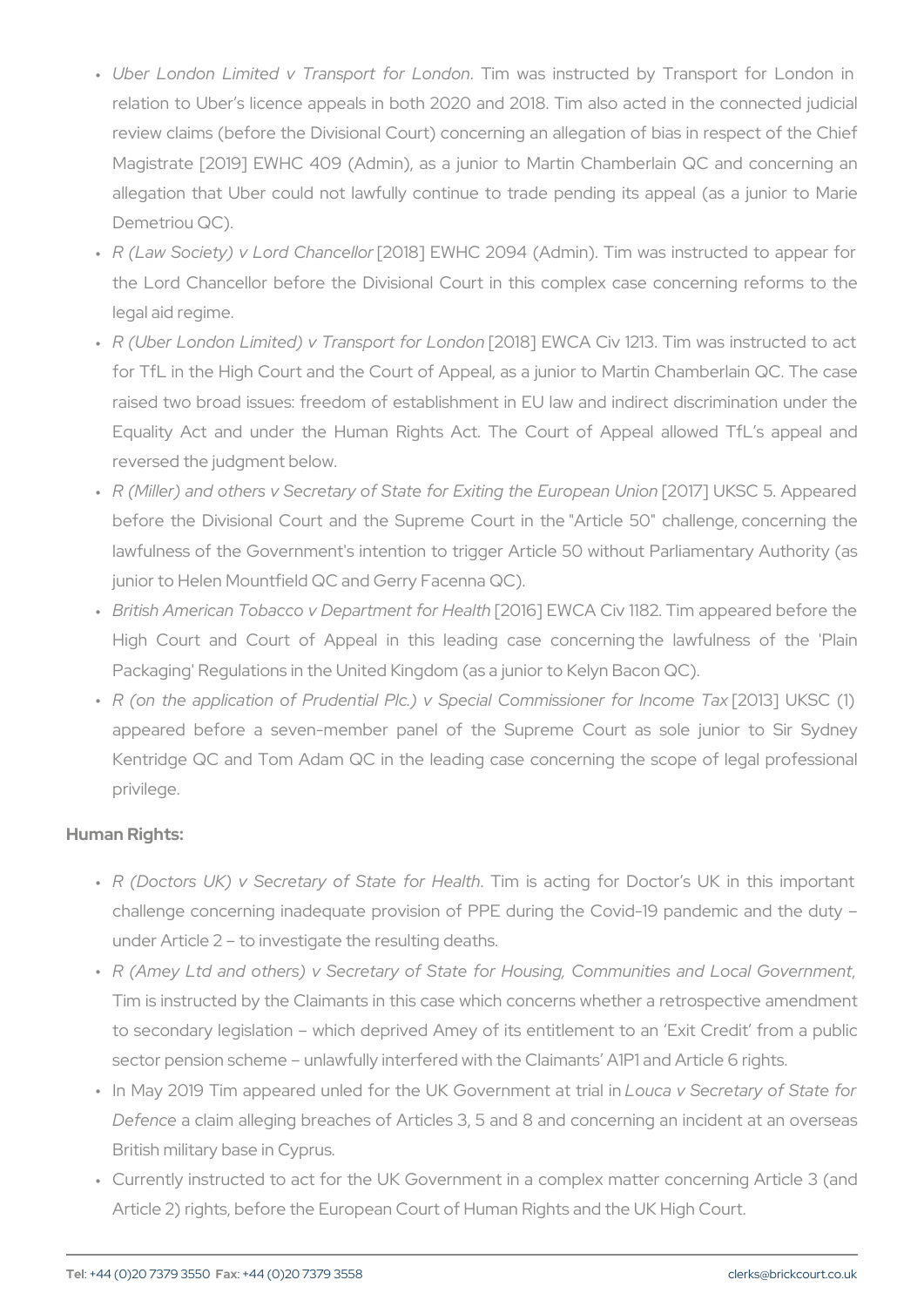- *Uber London Limited v Transport for London*. Tim was instructed by Transport for London in relation to Uber's licence appeals in both 2020 and 2018. Tim also acted in the connected judicial review claims (before the Divisional Court) concerning an allegation of bias in respect of the Chief Magistrate [2019] EWHC 409 (Admin), as a junior to Martin Chamberlain QC and concerning an allegation that Uber could not lawfully continue to trade pending its appeal (as a junior to Marie Demetriou QC).
- *R (Law Society) v Lord Chancellor* [2018] EWHC 2094 (Admin). Tim was instructed to appear for the Lord Chancellor before the Divisional Court in this complex case concerning reforms to the legal aid regime.
- *R (Uber London Limited) v Transport for London* [2018] EWCA Civ 1213. Tim was instructed to act for TfL in the High Court and the Court of Appeal, as a junior to Martin Chamberlain QC. The case raised two broad issues: freedom of establishment in EU law and indirect discrimination under the Equality Act and under the Human Rights Act. The Court of Appeal allowed TfL's appeal and reversed the judgment below.
- *R (Miller) and others v Secretary of State for Exiting the European Union* [2017] UKSC 5. Appeared before the Divisional Court and the Supreme Court in the "Article 50" challenge, concerning the lawfulness of the Government's intention to trigger Article 50 without Parliamentary Authority (as junior to Helen Mountfield QC and Gerry Facenna QC).
- *British American Tobacco v Department for Health* [2016] EWCA Civ 1182. Tim appeared before the High Court and Court of Appeal in this leading case concerning the lawfulness of the 'Plain Packaging' Regulations in the United Kingdom (as a junior to Kelyn Bacon QC).
- *R (on the application of Prudential Plc.) v Special Commissioner for Income Tax* [2013] UKSC (1) appeared before a seven-member panel of the Supreme Court as sole junior to Sir Sydney Kentridge QC and Tom Adam QC in the leading case concerning the scope of legal professional privilege.

**Human Rights:**

- *R (Doctors UK) v Secretary of State for Health*. Tim is acting for Doctor's UK in this important challenge concerning inadequate provision of PPE during the Covid-19 pandemic and the duty – under Article 2 – to investigate the resulting deaths.
- *R (Amey Ltd and others) v Secretary of State for Housing, Communities and Local Government*, Tim is instructed by the Claimants in this case which concerns whether a retrospective amendment to secondary legislation – which deprived Amey of its entitlement to an 'Exit Credit' from a public sector pension scheme – unlawfully interfered with the Claimants' A1P1 and Article 6 rights.
- In May 2019 Tim appeared unled for the UK Government at trial in *Louca v Secretary of State for Defence* a claim alleging breaches of Articles 3, 5 and 8 and concerning an incident at an overseas British military base in Cyprus.
- Currently instructed to act for the UK Government in a complex matter concerning Article 3 (and Article 2) rights, before the European Court of Human Rights and the UK High Court.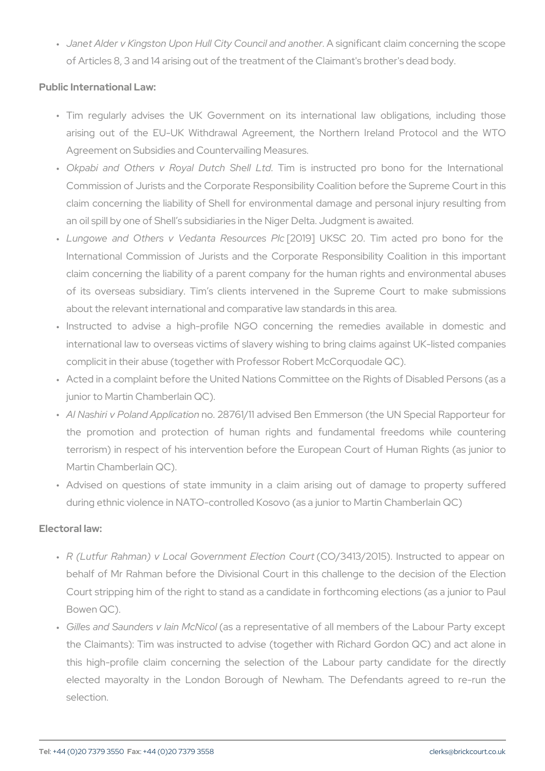- *Janet Alder v Kingston Upon Hull City Council and another*. A significant claim concerning the scope of Articles 8, 3 and 14 arising out of the treatment of the Claimant's brother's dead body.

**Public International Law:**

- Tim regularly advises the UK Government on its international law obligations, including those arising out of the EU-UK Withdrawal Agreement, the Northern Ireland Protocol and the WTO Agreement on Subsidies and Countervailing Measures.
- *Okpabi and Others v Royal Dutch Shell Ltd*. Tim is instructed pro bono for the International Commission of Jurists and the Corporate Responsibility Coalition before the Supreme Court in this claim concerning the liability of Shell for environmental damage and personal injury resulting from an oil spill by one of Shell's subsidiaries in the Niger Delta. Judgment is awaited.
- *Lungowe and Others v Vedanta Resources Plc* [2019] UKSC 20. Tim acted pro bono for the International Commission of Jurists and the Corporate Responsibility Coalition in this important claim concerning the liability of a parent company for the human rights and environmental abuses of its overseas subsidiary. Tim's clients intervened in the Supreme Court to make submissions about the relevant international and comparative law standards in this area.
- Instructed to advise a high-profile NGO concerning the remedies available in domestic and international law to overseas victims of slavery wishing to bring claims against UK-listed companies complicit in their abuse (together with Professor Robert McCorquodale QC).
- Acted in a complaint before the United Nations Committee on the Rights of Disabled Persons (as a junior to Martin Chamberlain QC).
- *Al Nashiri v Poland Application* no. 28761/11 advised Ben Emmerson (the UN Special Rapporteur for the promotion and protection of human rights and fundamental freedoms while countering terrorism) in respect of his intervention before the European Court of Human Rights (as junior to Martin Chamberlain QC).
- Advised on questions of state immunity in a claim arising out of damage to property suffered during ethnic violence in NATO-controlled Kosovo (as a junior to Martin Chamberlain QC)

**Electoral law:**

- *R (Lutfur Rahman) v Local Government Election Court* (CO/3413/2015). Instructed to appear on behalf of Mr Rahman before the Divisional Court in this challenge to the decision of the Election Court stripping him of the right to stand as a candidate in forthcoming elections (as a junior to Paul Bowen QC).
- *Gilles and Saunders v Iain McNicol* (as a representative of all members of the Labour Party except the Claimants): Tim was instructed to advise (together with Richard Gordon QC) and act alone in this high-profile claim concerning the selection of the Labour party candidate for the directly elected mayoralty in the London Borough of Newham. The Defendants agreed to re-run the selection.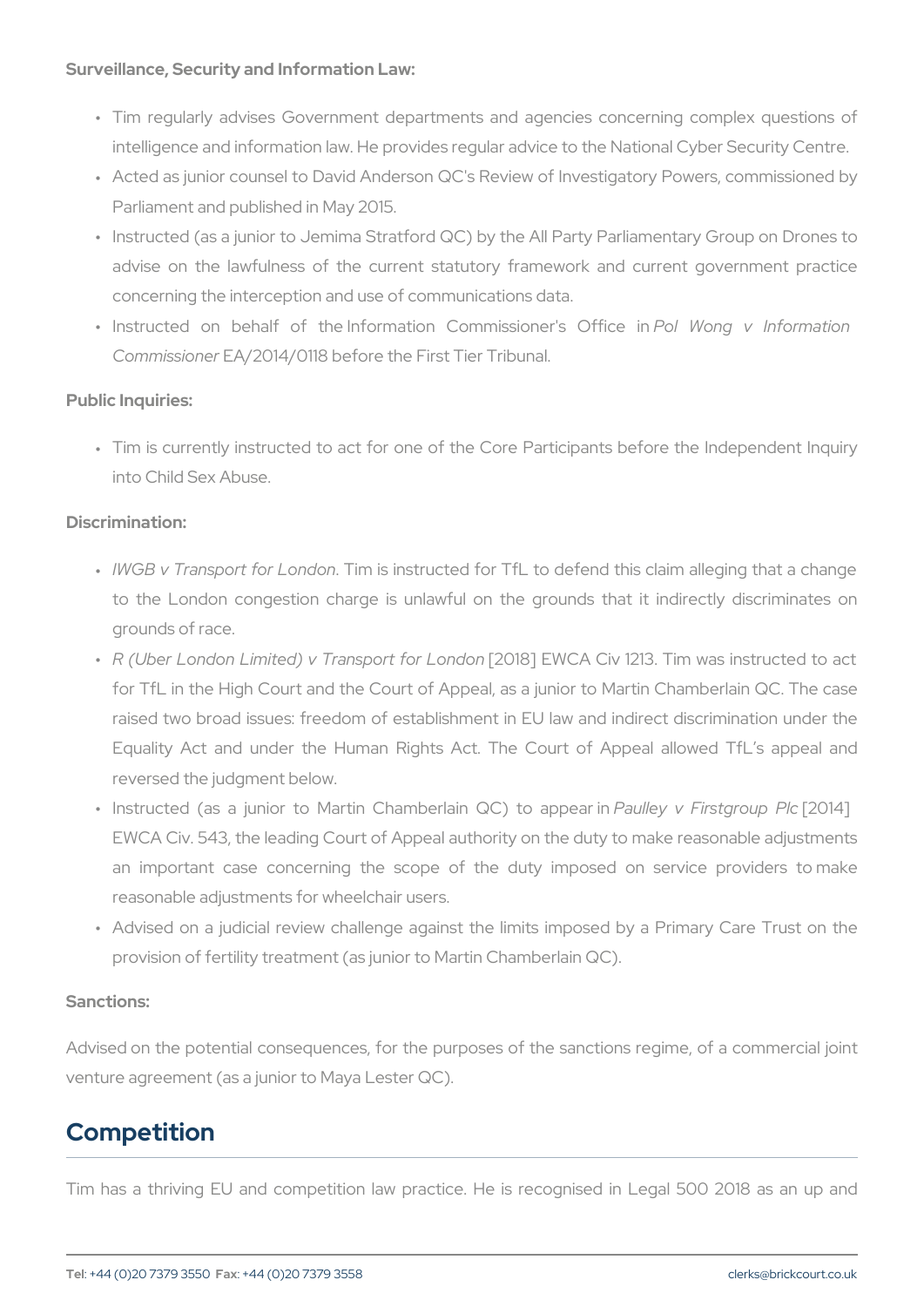**Surveillance, Security and Information Law:**

- Tim regularly advises Government departments and agencies concerning complex questions of intelligence and information law. He provides regular advice to the National Cyber Security Centre.
- Acted as junior counsel to David Anderson QC's Review of Investigatory Powers, commissioned by Parliament and published in May 2015.
- Instructed (as a junior to Jemima Stratford QC) by the All Party Parliamentary Group on Drones to advise on the lawfulness of the current statutory framework and current government practice concerning the interception and use of communications data.
- Instructed on behalf of the Information Commissioner's Office in *Pol Wong v Information Commissioner* EA/2014/0118 before the First Tier Tribunal.

**Public Inquiries:**

- Tim is currently instructed to act for one of the Core Participants before the Independent Inquiry into Child Sex Abuse.

**Discrimination:**

- *IWGB v Transport for London*. Tim is instructed for TfL to defend this claim alleging that a change to the London congestion charge is unlawful on the grounds that it indirectly discriminates on grounds of race.
- *R (Uber London Limited) v Transport for London* [2018] EWCA Civ 1213. Tim was instructed to act for TfL in the High Court and the Court of Appeal, as a junior to Martin Chamberlain QC. The case raised two broad issues: freedom of establishment in EU law and indirect discrimination under the Equality Act and under the Human Rights Act. The Court of Appeal allowed TfL's appeal and reversed the judgment below.
- Instructed (as a junior to Martin Chamberlain QC) to appear in *Paulley v Firstgroup Plc* [2014] EWCA Civ. 543, the leading Court of Appeal authority on the duty to make reasonable adjustments an important case concerning the scope of the duty imposed on service providers to make reasonable adjustments for wheelchair users.
- Advised on a judicial review challenge against the limits imposed by a Primary Care Trust on the provision of fertility treatment (as junior to Martin Chamberlain QC).

**Sanctions:**

Advised on the potential consequences, for the purposes of the sanctions regime, of a commercial joint venture agreement (as a junior to Maya Lester QC).

## Competition

Tim has a thriving EU and competition law practice. He is recognised in Legal 500 2018 as an up and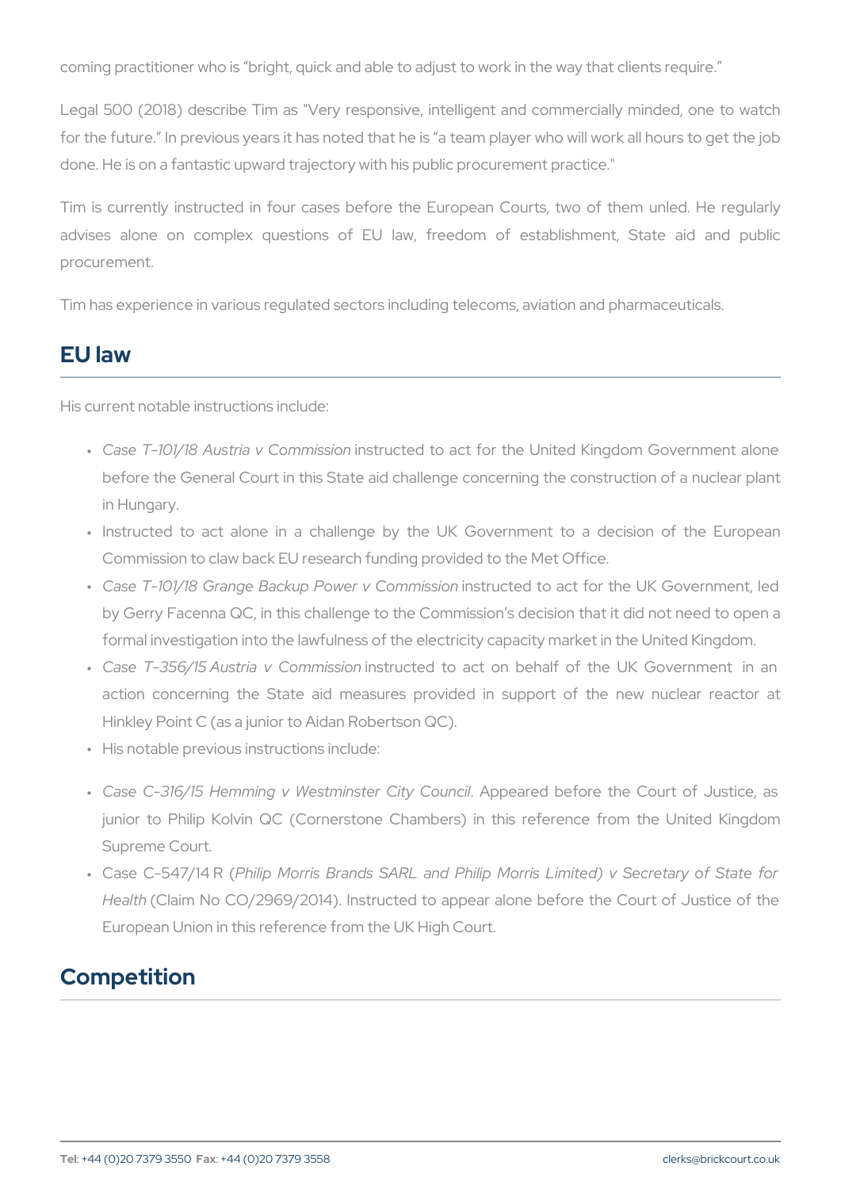coming practitioner who is "bright, quick and able to adjust to work in the way that clients require."

Legal 500 (2018) describe Tim as "Very responsive, intelligent and commercially minded, one to watch for the future." In previous years it has noted that he is "a team player who will work all hours to get the job done. He is on a fantastic upward trajectory with his public procurement practice."

Tim is currently instructed in four cases before the European Courts, two of them unled. He regularly advises alone on complex questions of EU law, freedom of establishment, State aid and public procurement.

Tim has experience in various regulated sectors including telecoms, aviation and pharmaceuticals.

## EU law

His current notable instructions include:

- *Case T-101/18 Austria v Commission* instructed to act for the United Kingdom Government alone before the General Court in this State aid challenge concerning the construction of a nuclear plant in Hungary.
- Instructed to act alone in a challenge by the UK Government to a decision of the European Commission to claw back EU research funding provided to the Met Office.
- *Case T-101/18 Grange Backup Power v Commission* instructed to act for the UK Government, led by Gerry Facenna QC, in this challenge to the Commission's decision that it did not need to open a formal investigation into the lawfulness of the electricity capacity market in the United Kingdom.
- *Case T-356/15 Austria v Commission* instructed to act on behalf of the UK Government in an action concerning the State aid measures provided in support of the new nuclear reactor at Hinkley Point C (as a junior to Aidan Robertson QC).
- His notable previous instructions include:

- *Case C-316/15 Hemming v Westminster City Council*. Appeared before the Court of Justice, as junior to Philip Kolvin QC (Cornerstone Chambers) in this reference from the United Kingdom Supreme Court.
- Case C-547/14 R (*Philip Morris Brands SARL and Philip Morris Limited) v Secretary of State for Health* (Claim No CO/2969/2014). Instructed to appear alone before the Court of Justice of the European Union in this reference from the UK High Court.

## Competition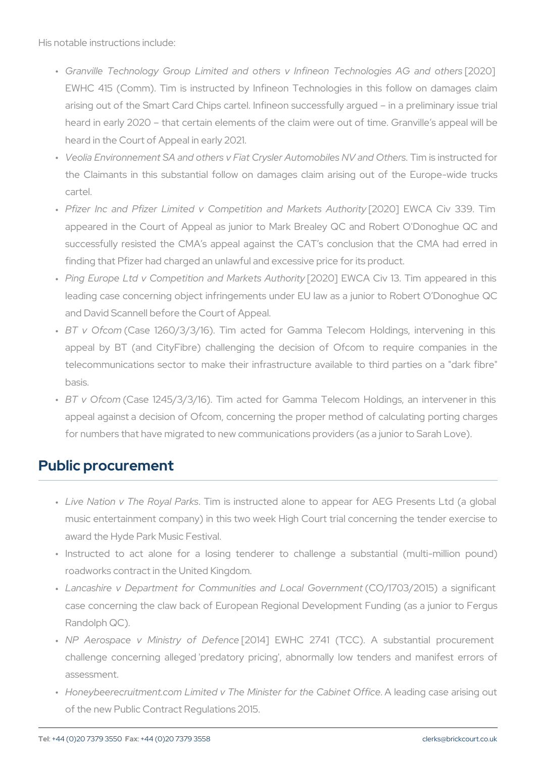His notable instructions include:

- *Granville Technology Group Limited and others v Infineon Technologies AG and others* [2020] EWHC 415 (Comm). Tim is instructed by Infineon Technologies in this follow on damages claim arising out of the Smart Card Chips cartel. Infineon successfully argued – in a preliminary issue trial heard in early 2020 – that certain elements of the claim were out of time. Granville's appeal will be heard in the Court of Appeal in early 2021.
- *Veolia Environnement SA and others v Fiat Crysler Automobiles NV and Others.* Tim is instructed for the Claimants in this substantial follow on damages claim arising out of the Europe-wide trucks cartel.
- *Pfizer Inc and Pfizer Limited v Competition and Markets Authority* [2020] EWCA Civ 339. Tim appeared in the Court of Appeal as junior to Mark Brealey QC and Robert O'Donoghue QC and successfully resisted the CMA's appeal against the CAT's conclusion that the CMA had erred in finding that Pfizer had charged an unlawful and excessive price for its product.
- *Ping Europe Ltd v Competition and Markets Authority* [2020] EWCA Civ 13. Tim appeared in this leading case concerning object infringements under EU law as a junior to Robert O'Donoghue QC and David Scannell before the Court of Appeal.
- *BT v Ofcom* (Case 1260/3/3/16). Tim acted for Gamma Telecom Holdings, intervening in this appeal by BT (and CityFibre) challenging the decision of Ofcom to require companies in the telecommunications sector to make their infrastructure available to third parties on a "dark fibre" basis.
- *BT v Ofcom* (Case 1245/3/3/16). Tim acted for Gamma Telecom Holdings, an intervener in this appeal against a decision of Ofcom, concerning the proper method of calculating porting charges for numbers that have migrated to new communications providers (as a junior to Sarah Love).

## Public procurement

- *Live Nation v The Royal Parks*. Tim is instructed alone to appear for AEG Presents Ltd (a global music entertainment company) in this two week High Court trial concerning the tender exercise to award the Hyde Park Music Festival.
- Instructed to act alone for a losing tenderer to challenge a substantial (multi-million pound) roadworks contract in the United Kingdom.
- *Lancashire v Department for Communities and Local Government* (CO/1703/2015) a significant case concerning the claw back of European Regional Development Funding (as a junior to Fergus Randolph QC).
- *NP Aerospace v Ministry of Defence* [2014] EWHC 2741 (TCC). A substantial procurement challenge concerning alleged 'predatory pricing', abnormally low tenders and manifest errors of assessment.
- *Honeybeerecruitment.com Limited v The Minister for the Cabinet Office*. A leading case arising out of the new Public Contract Regulations 2015.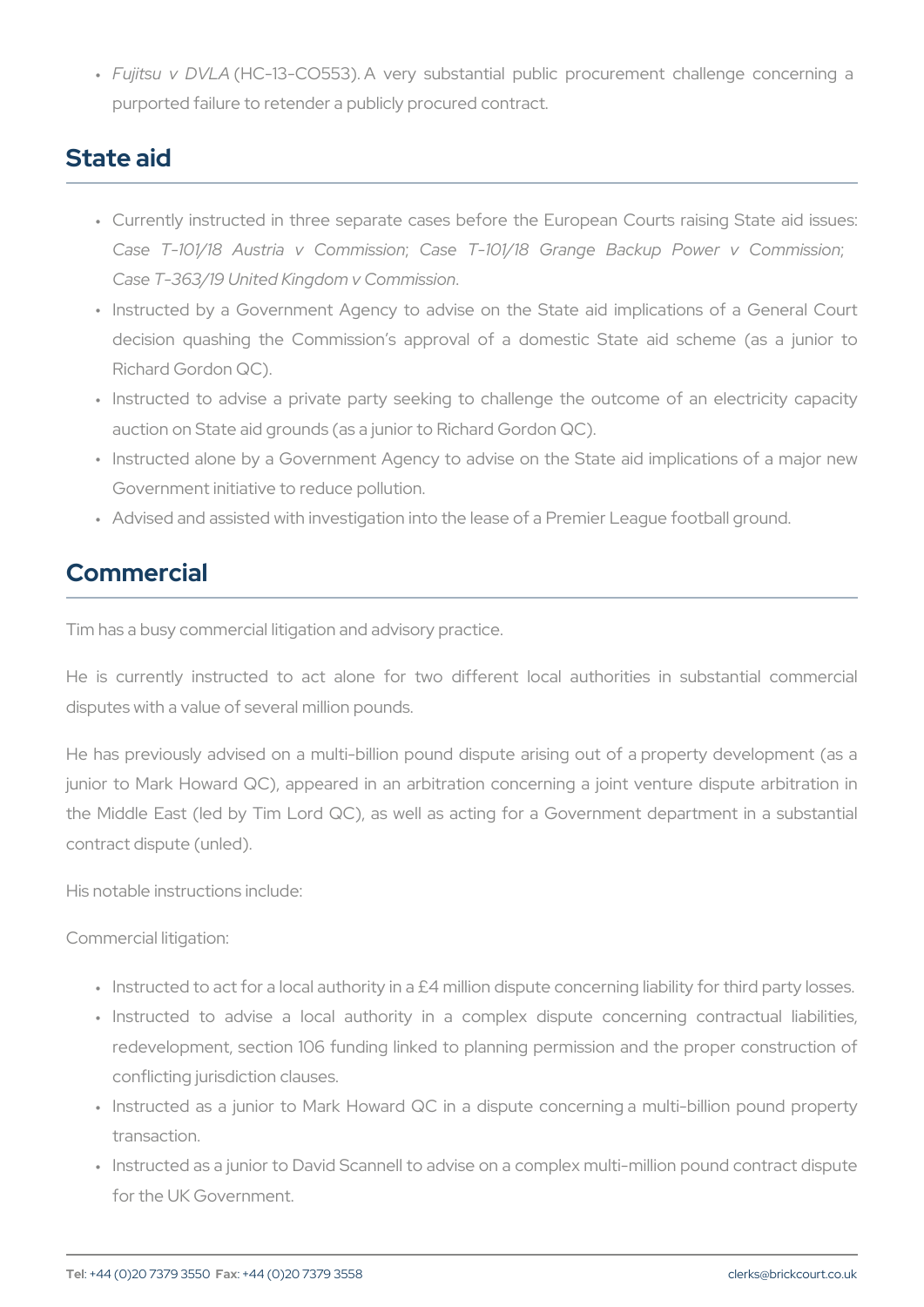- *Fujitsu v DVLA* (HC-13-CO553). A very substantial public procurement challenge concerning a purported failure to retender a publicly procured contract.

## State aid

- Currently instructed in three separate cases before the European Courts raising State aid issues: *Case T-101/18 Austria v Commission*; *Case T-101/18 Grange Backup Power v Commission*; *Case T-363/19 United Kingdom v Commission*.
- Instructed by a Government Agency to advise on the State aid implications of a General Court decision quashing the Commission's approval of a domestic State aid scheme (as a junior to Richard Gordon QC).
- Instructed to advise a private party seeking to challenge the outcome of an electricity capacity auction on State aid grounds (as a junior to Richard Gordon QC).
- Instructed alone by a Government Agency to advise on the State aid implications of a major new Government initiative to reduce pollution.
- Advised and assisted with investigation into the lease of a Premier League football ground.

## Commercial

Tim has a busy commercial litigation and advisory practice.

He is currently instructed to act alone for two different local authorities in substantial commercial disputes with a value of several million pounds.

He has previously advised on a multi-billion pound dispute arising out of a property development (as a junior to Mark Howard QC), appeared in an arbitration concerning a joint venture dispute arbitration in the Middle East (led by Tim Lord QC), as well as acting for a Government department in a substantial contract dispute (unled).

His notable instructions include:

Commercial litigation:

- Instructed to act for a local authority in a £4 million dispute concerning liability for third party losses.
- Instructed to advise a local authority in a complex dispute concerning contractual liabilities, redevelopment, section 106 funding linked to planning permission and the proper construction of conflicting jurisdiction clauses.
- Instructed as a junior to Mark Howard QC in a dispute concerning a multi-billion pound property transaction.
- Instructed as a junior to David Scannell to advise on a complex multi-million pound contract dispute for the UK Government.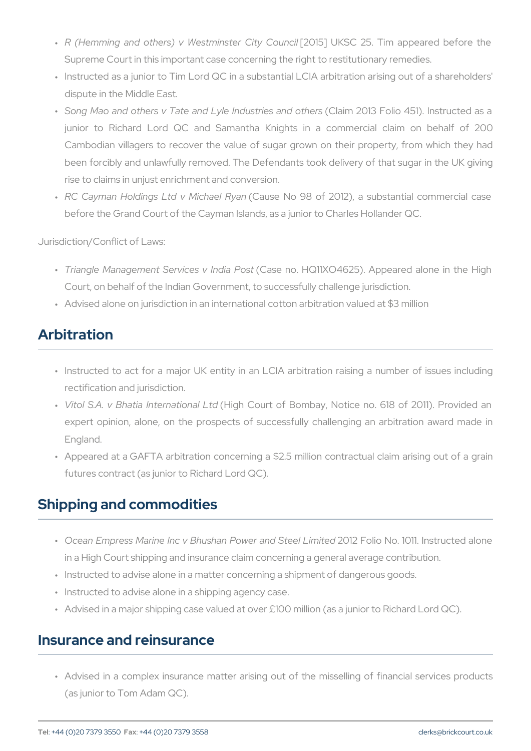- *R (Hemming and others) v Westminster City Council* [2015] UKSC 25. Tim appeared before the Supreme Court in this important case concerning the right to restitutionary remedies.
- Instructed as a junior to Tim Lord QC in a substantial LCIA arbitration arising out of a shareholders' dispute in the Middle East.
- *Song Mao and others v Tate and Lyle Industries and others* (Claim 2013 Folio 451). Instructed as a junior to Richard Lord QC and Samantha Knights in a commercial claim on behalf of 200 Cambodian villagers to recover the value of sugar grown on their property, from which they had been forcibly and unlawfully removed. The Defendants took delivery of that sugar in the UK giving rise to claims in unjust enrichment and conversion.
- *RC Cayman Holdings Ltd v Michael Ryan* (Cause No 98 of 2012), a substantial commercial case before the Grand Court of the Cayman Islands, as a junior to Charles Hollander QC.

Jurisdiction/Conflict of Laws:

- *Triangle Management Services v India Post* (Case no. HQ11XO4625). Appeared alone in the High Court, on behalf of the Indian Government, to successfully challenge jurisdiction.
- Advised alone on jurisdiction in an international cotton arbitration valued at $3 million

## Arbitration

- Instructed to act for a major UK entity in an LCIA arbitration raising a number of issues including rectification and jurisdiction.
- *Vitol S.A. v Bhatia International Ltd* (High Court of Bombay, Notice no. 618 of 2011). Provided an expert opinion, alone, on the prospects of successfully challenging an arbitration award made in England.
- Appeared at a GAFTA arbitration concerning a $2.5 million contractual claim arising out of a grain futures contract (as junior to Richard Lord QC).

## Shipping and commodities

- *Ocean Empress Marine Inc v Bhushan Power and Steel Limited* 2012 Folio No. 1011. Instructed alone in a High Court shipping and insurance claim concerning a general average contribution.
- Instructed to advise alone in a matter concerning a shipment of dangerous goods.
- Instructed to advise alone in a shipping agency case.
- Advised in a major shipping case valued at over £100 million (as a junior to Richard Lord QC).

## Insurance and reinsurance

- Advised in a complex insurance matter arising out of the misselling of financial services products (as junior to Tom Adam QC).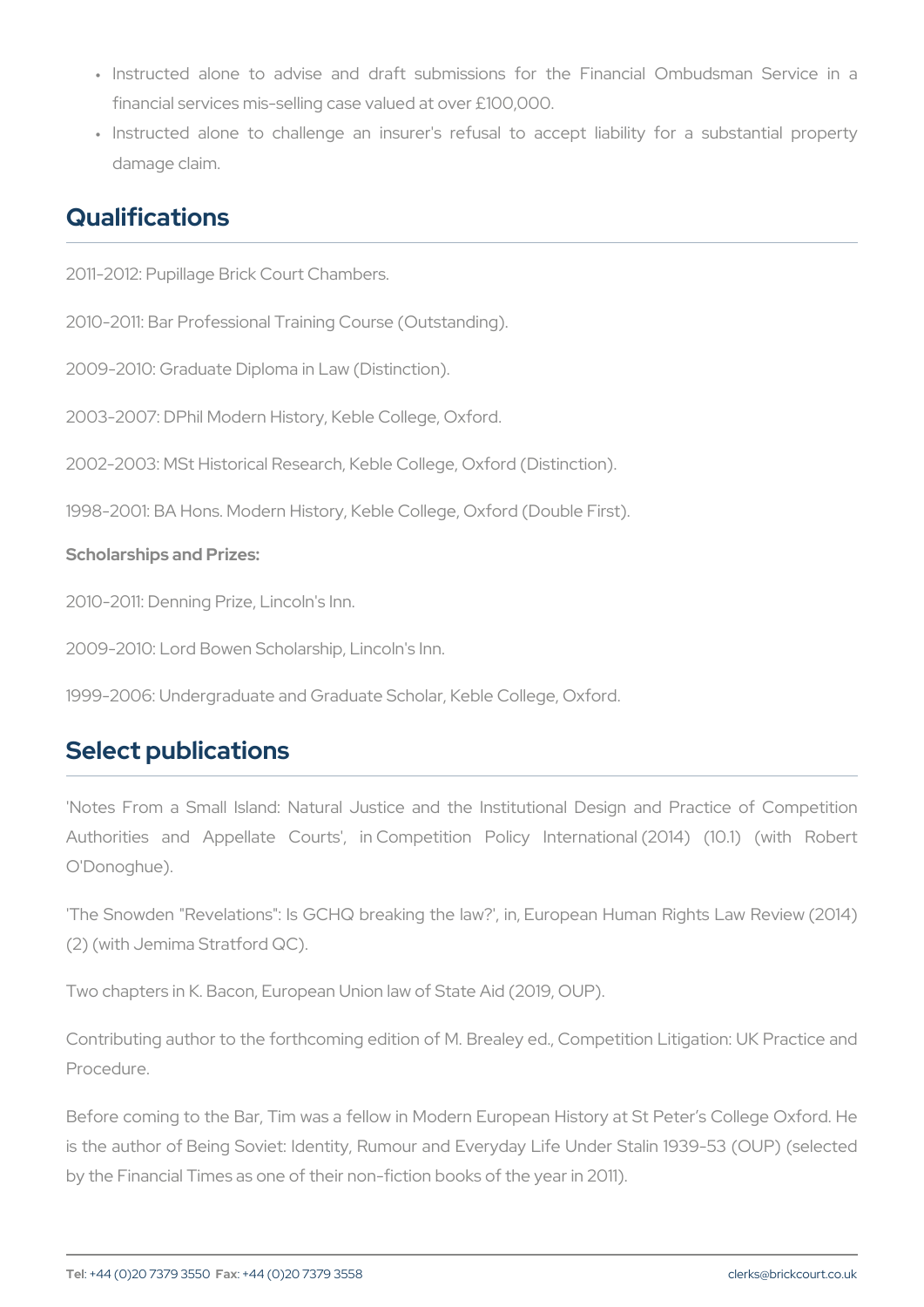- Instructed alone to advise and draft submissions for the Financial Ombudsman Service in a financial services mis-selling case valued at over £100,000.
- Instructed alone to challenge an insurer's refusal to accept liability for a substantial property damage claim.

## Qualifications

2011-2012: Pupillage Brick Court Chambers.

2010-2011: Bar Professional Training Course (Outstanding).

2009-2010: Graduate Diploma in Law (Distinction).

2003-2007: DPhil Modern History, Keble College, Oxford.

2002-2003: MSt Historical Research, Keble College, Oxford (Distinction).

1998-2001: BA Hons. Modern History, Keble College, Oxford (Double First).

**Scholarships and Prizes:**

2010-2011: Denning Prize, Lincoln's Inn.

2009-2010: Lord Bowen Scholarship, Lincoln's Inn.

1999-2006: Undergraduate and Graduate Scholar, Keble College, Oxford.

## Select publications

'Notes From a Small Island: Natural Justice and the Institutional Design and Practice of Competition Authorities and Appellate Courts', in Competition Policy International (2014) (10.1) (with Robert O'Donoghue).

'The Snowden "Revelations": Is GCHQ breaking the law?', in, European Human Rights Law Review (2014) (2) (with Jemima Stratford QC).

Two chapters in K. Bacon, European Union law of State Aid (2019, OUP).

Contributing author to the forthcoming edition of M. Brealey ed., Competition Litigation: UK Practice and Procedure.

Before coming to the Bar, Tim was a fellow in Modern European History at St Peter's College Oxford. He is the author of Being Soviet: Identity, Rumour and Everyday Life Under Stalin 1939-53 (OUP) (selected by the Financial Times as one of their non-fiction books of the year in 2011).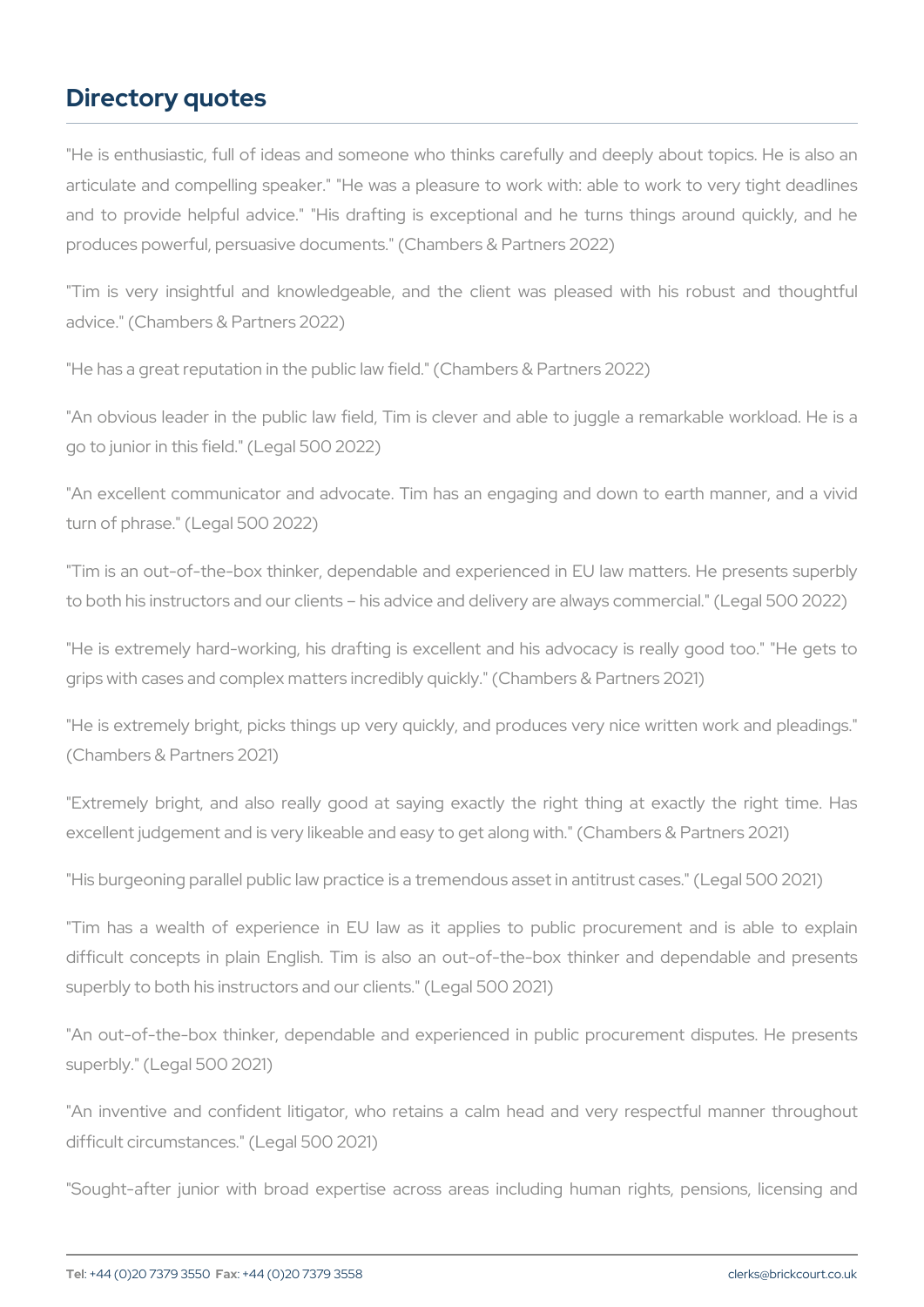## Directory quotes

"He is enthusiastic, full of ideas and someone who thinks carefully and deeply about topics. He is also an articulate and compelling speaker." "He was a pleasure to work with: able to work to very tight deadlines and to provide helpful advice." "His drafting is exceptional and he turns things around quickly, and he produces powerful, persuasive documents." (Chambers & Partners 2022)

"Tim is very insightful and knowledgeable, and the client was pleased with his robust and thoughtful advice." (Chambers & Partners 2022)

"He has a great reputation in the public law field." (Chambers & Partners 2022)

"An obvious leader in the public law field, Tim is clever and able to juggle a remarkable workload. He is a go to junior in this field." (Legal 500 2022)

"An excellent communicator and advocate. Tim has an engaging and down to earth manner, and a vivid turn of phrase." (Legal 500 2022)

"Tim is an out-of-the-box thinker, dependable and experienced in EU law matters. He presents superbly to both his instructors and our clients – his advice and delivery are always commercial." (Legal 500 2022)

"He is extremely hard-working, his drafting is excellent and his advocacy is really good too." "He gets to grips with cases and complex matters incredibly quickly." (Chambers & Partners 2021)

"He is extremely bright, picks things up very quickly, and produces very nice written work and pleadings." (Chambers & Partners 2021)

"Extremely bright, and also really good at saying exactly the right thing at exactly the right time. Has excellent judgement and is very likeable and easy to get along with." (Chambers & Partners 2021)

"His burgeoning parallel public law practice is a tremendous asset in antitrust cases." (Legal 500 2021)

"Tim has a wealth of experience in EU law as it applies to public procurement and is able to explain difficult concepts in plain English. Tim is also an out-of-the-box thinker and dependable and presents superbly to both his instructors and our clients." (Legal 500 2021)

"An out-of-the-box thinker, dependable and experienced in public procurement disputes. He presents superbly." (Legal 500 2021)

"An inventive and confident litigator, who retains a calm head and very respectful manner throughout difficult circumstances." (Legal 500 2021)

"Sought-after junior with broad expertise across areas including human rights, pensions, licensing and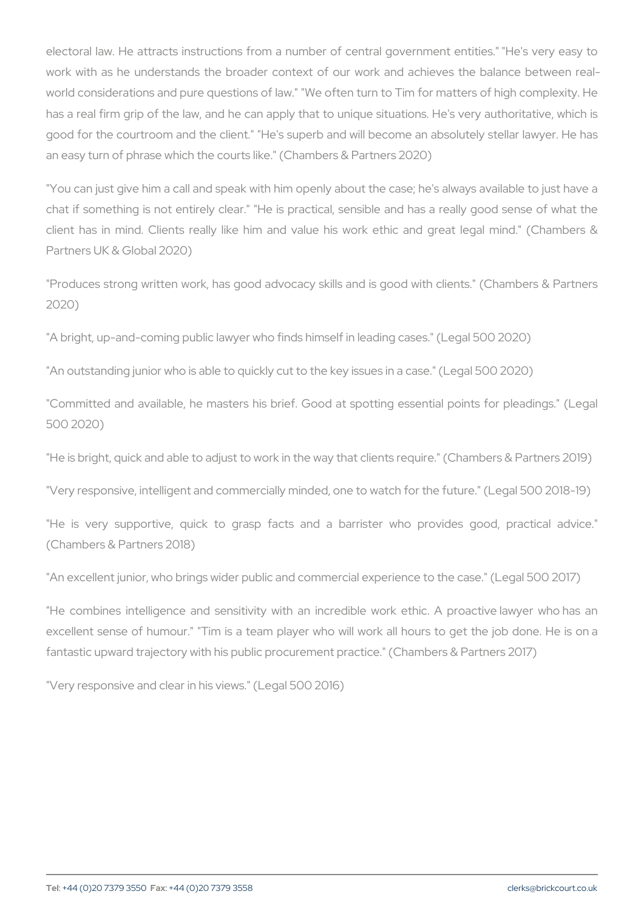electoral law. He attracts instructions from a number of central government entities." "He's very easy to work with as he understands the broader context of our work and achieves the balance between real-world considerations and pure questions of law." "We often turn to Tim for matters of high complexity. He has a real firm grip of the law, and he can apply that to unique situations. He's very authoritative, which is good for the courtroom and the client." "He's superb and will become an absolutely stellar lawyer. He has an easy turn of phrase which the courts like." (Chambers & Partners 2020)

"You can just give him a call and speak with him openly about the case; he's always available to just have a chat if something is not entirely clear." "He is practical, sensible and has a really good sense of what the client has in mind. Clients really like him and value his work ethic and great legal mind." (Chambers & Partners UK & Global 2020)

"Produces strong written work, has good advocacy skills and is good with clients." (Chambers & Partners 2020)

"A bright, up-and-coming public lawyer who finds himself in leading cases." (Legal 500 2020)

"An outstanding junior who is able to quickly cut to the key issues in a case." (Legal 500 2020)

"Committed and available, he masters his brief. Good at spotting essential points for pleadings." (Legal 500 2020)

"He is bright, quick and able to adjust to work in the way that clients require." (Chambers & Partners 2019)

"Very responsive, intelligent and commercially minded, one to watch for the future." (Legal 500 2018-19)

"He is very supportive, quick to grasp facts and a barrister who provides good, practical advice." (Chambers & Partners 2018)

"An excellent junior, who brings wider public and commercial experience to the case." (Legal 500 2017)

"He combines intelligence and sensitivity with an incredible work ethic. A proactive lawyer who has an excellent sense of humour." "Tim is a team player who will work all hours to get the job done. He is on a fantastic upward trajectory with his public procurement practice." (Chambers & Partners 2017)

"Very responsive and clear in his views." (Legal 500 2016)